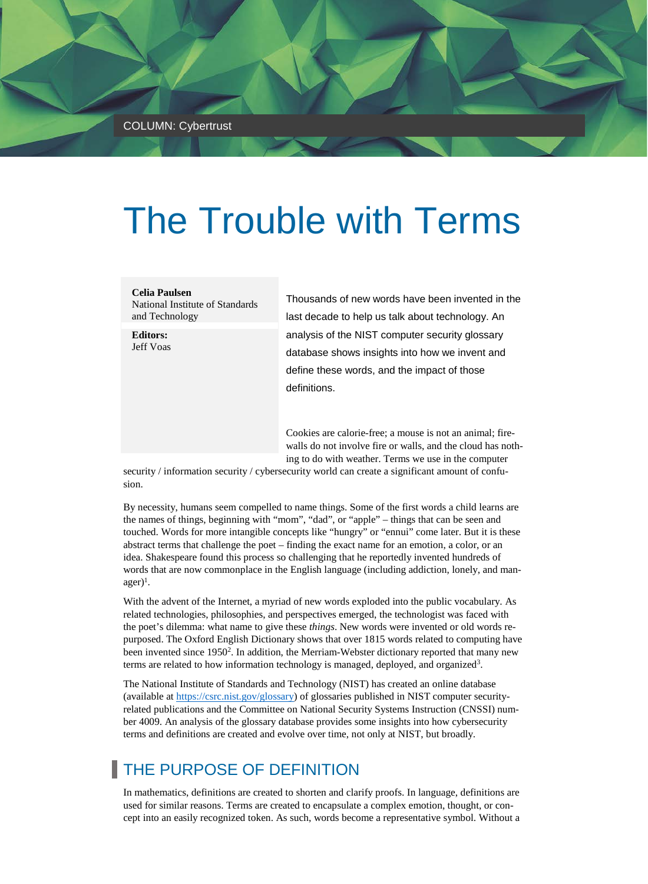COLUMN: Cybertrust

# The Trouble with Terms

**Celia Paulsen**
National Institute of Standards and Technology

**Editors:**
Jeff Voas

Thousands of new words have been invented in the last decade to help us talk about technology. An analysis of the NIST computer security glossary database shows insights into how we invent and define these words, and the impact of those definitions.

Cookies are calorie-free; a mouse is not an animal; firewalls do not involve fire or walls, and the cloud has nothing to do with weather. Terms we use in the computer security / information security / cybersecurity world can create a significant amount of confusion.

By necessity, humans seem compelled to name things. Some of the first words a child learns are the names of things, beginning with "mom", "dad", or "apple" – things that can be seen and touched. Words for more intangible concepts like "hungry" or "ennui" come later. But it is these abstract terms that challenge the poet – finding the exact name for an emotion, a color, or an idea. Shakespeare found this process so challenging that he reportedly invented hundreds of words that are now commonplace in the English language (including addiction, lonely, and manager)[1].

With the advent of the Internet, a myriad of new words exploded into the public vocabulary. As related technologies, philosophies, and perspectives emerged, the technologist was faced with the poet's dilemma: what name to give these *things*. New words were invented or old words repurposed. The Oxford English Dictionary shows that over 1815 words related to computing have been invented since 1950[2]. In addition, the Merriam-Webster dictionary reported that many new terms are related to how information technology is managed, deployed, and organized[3].

The National Institute of Standards and Technology (NIST) has created an online database (available at [https://csrc.nist.gov/glossary](https://csrc.nist.gov/glossary)) of glossaries published in NIST computer security-related publications and the Committee on National Security Systems Instruction (CNSSI) number 4009. An analysis of the glossary database provides some insights into how cybersecurity terms and definitions are created and evolve over time, not only at NIST, but broadly.

## THE PURPOSE OF DEFINITION

In mathematics, definitions are created to shorten and clarify proofs. In language, definitions are used for similar reasons. Terms are created to encapsulate a complex emotion, thought, or concept into an easily recognized token. As such, words become a representative symbol. Without a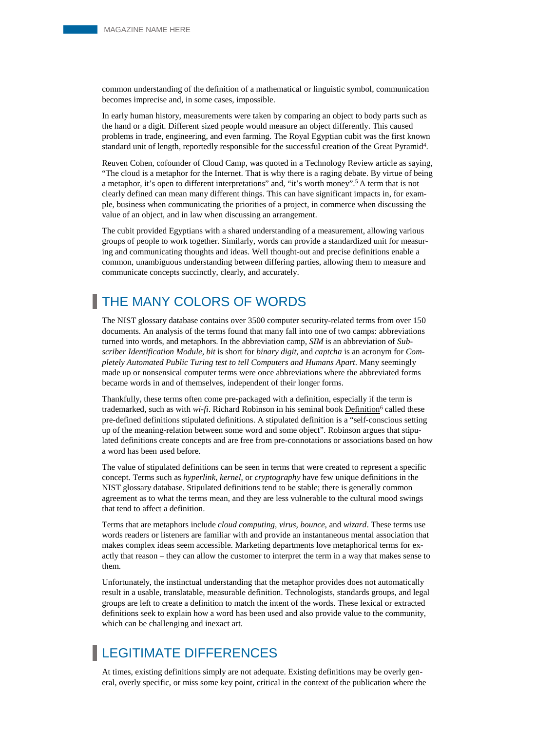common understanding of the definition of a mathematical or linguistic symbol, communication becomes imprecise and, in some cases, impossible.

In early human history, measurements were taken by comparing an object to body parts such as the hand or a digit. Different sized people would measure an object differently. This caused problems in trade, engineering, and even farming. The Royal Egyptian cubit was the first known standard unit of length, reportedly responsible for the successful creation of the Great Pyramid[4].

Reuven Cohen, cofounder of Cloud Camp, was quoted in a Technology Review article as saying, "The cloud is a metaphor for the Internet. That is why there is a raging debate. By virtue of being a metaphor, it's open to different interpretations" and, "it's worth money".[5] A term that is not clearly defined can mean many different things. This can have significant impacts in, for example, business when communicating the priorities of a project, in commerce when discussing the value of an object, and in law when discussing an arrangement.

The cubit provided Egyptians with a shared understanding of a measurement, allowing various groups of people to work together. Similarly, words can provide a standardized unit for measuring and communicating thoughts and ideas. Well thought-out and precise definitions enable a common, unambiguous understanding between differing parties, allowing them to measure and communicate concepts succinctly, clearly, and accurately.

## THE MANY COLORS OF WORDS

The NIST glossary database contains over 3500 computer security-related terms from over 150 documents. An analysis of the terms found that many fall into one of two camps: abbreviations turned into words, and metaphors. In the abbreviation camp, *SIM* is an abbreviation of *Subscriber Identification Module*, *bit* is short for *binary digit*, and *captcha* is an acronym for *Completely Automated Public Turing test to tell Computers and Humans Apart*. Many seemingly made up or nonsensical computer terms were once abbreviations where the abbreviated forms became words in and of themselves, independent of their longer forms.

Thankfully, these terms often come pre-packaged with a definition, especially if the term is trademarked, such as with *wi-fi*. Richard Robinson in his seminal book Definition[6] called these pre-defined definitions stipulated definitions. A stipulated definition is a "self-conscious setting up of the meaning-relation between some word and some object". Robinson argues that stipulated definitions create concepts and are free from pre-connotations or associations based on how a word has been used before.

The value of stipulated definitions can be seen in terms that were created to represent a specific concept. Terms such as *hyperlink*, *kernel*, or *cryptography* have few unique definitions in the NIST glossary database. Stipulated definitions tend to be stable; there is generally common agreement as to what the terms mean, and they are less vulnerable to the cultural mood swings that tend to affect a definition.

Terms that are metaphors include *cloud computing*, *virus*, *bounce*, and *wizard*. These terms use words readers or listeners are familiar with and provide an instantaneous mental association that makes complex ideas seem accessible. Marketing departments love metaphorical terms for exactly that reason – they can allow the customer to interpret the term in a way that makes sense to them.

Unfortunately, the instinctual understanding that the metaphor provides does not automatically result in a usable, translatable, measurable definition. Technologists, standards groups, and legal groups are left to create a definition to match the intent of the words. These lexical or extracted definitions seek to explain how a word has been used and also provide value to the community, which can be challenging and inexact art.

## LEGITIMATE DIFFERENCES

At times, existing definitions simply are not adequate. Existing definitions may be overly general, overly specific, or miss some key point, critical in the context of the publication where the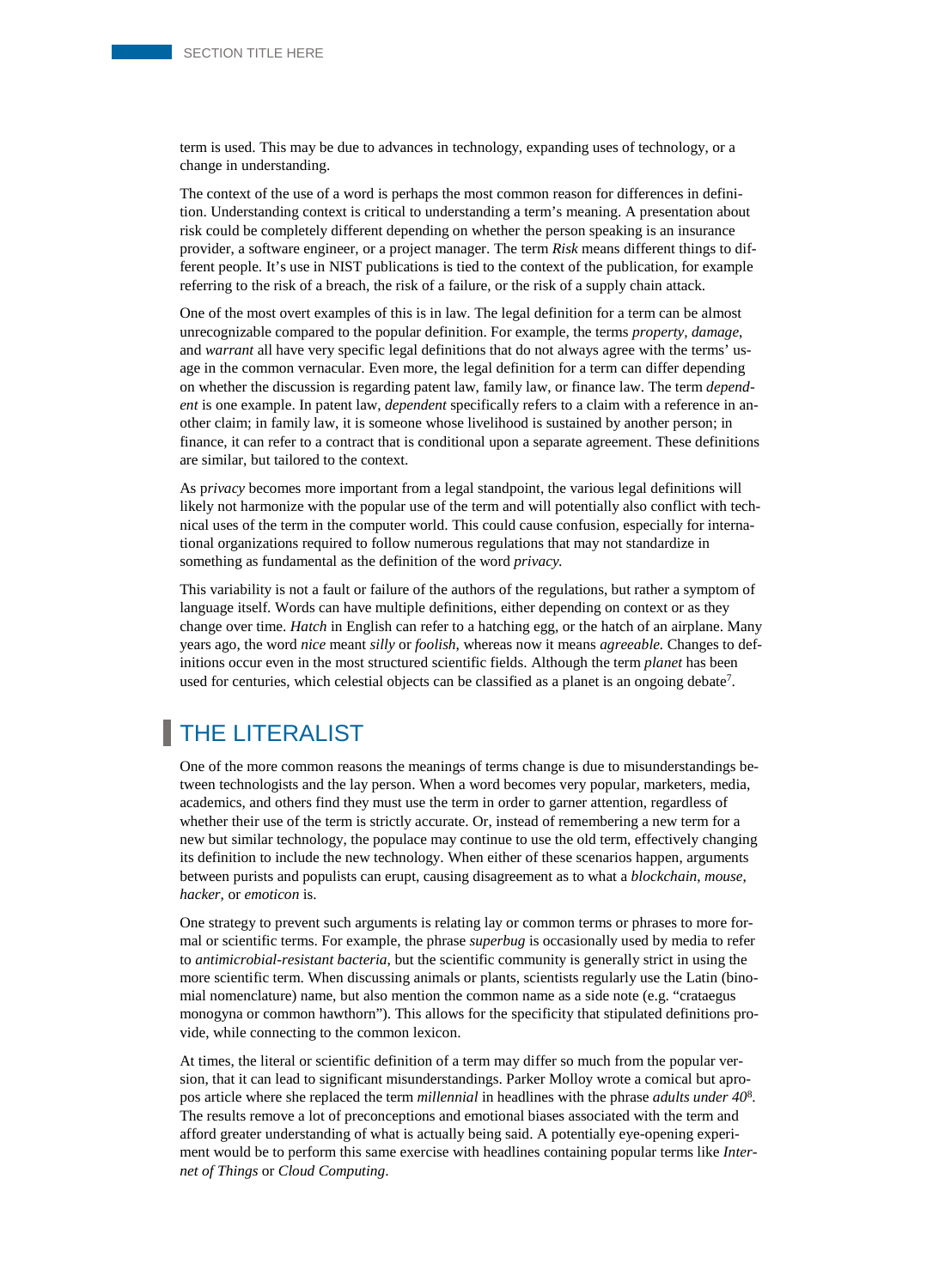term is used. This may be due to advances in technology, expanding uses of technology, or a change in understanding.

The context of the use of a word is perhaps the most common reason for differences in definition. Understanding context is critical to understanding a term's meaning. A presentation about risk could be completely different depending on whether the person speaking is an insurance provider, a software engineer, or a project manager. The term *Risk* means different things to different people. It's use in NIST publications is tied to the context of the publication, for example referring to the risk of a breach, the risk of a failure, or the risk of a supply chain attack.

One of the most overt examples of this is in law. The legal definition for a term can be almost unrecognizable compared to the popular definition. For example, the terms *property*, *damage*, and *warrant* all have very specific legal definitions that do not always agree with the terms' usage in the common vernacular. Even more, the legal definition for a term can differ depending on whether the discussion is regarding patent law, family law, or finance law. The term *dependent* is one example. In patent law, *dependent* specifically refers to a claim with a reference in another claim; in family law, it is someone whose livelihood is sustained by another person; in finance, it can refer to a contract that is conditional upon a separate agreement. These definitions are similar, but tailored to the context.

As p*rivacy* becomes more important from a legal standpoint, the various legal definitions will likely not harmonize with the popular use of the term and will potentially also conflict with technical uses of the term in the computer world. This could cause confusion, especially for international organizations required to follow numerous regulations that may not standardize in something as fundamental as the definition of the word *privacy.*

This variability is not a fault or failure of the authors of the regulations, but rather a symptom of language itself. Words can have multiple definitions, either depending on context or as they change over time. *Hatch* in English can refer to a hatching egg, or the hatch of an airplane. Many years ago, the word *nice* meant *silly* or *foolish*, whereas now it means *agreeable.* Changes to definitions occur even in the most structured scientific fields. Although the term *planet* has been used for centuries, which celestial objects can be classified as a planet is an ongoing debate[7].

## THE LITERALIST

One of the more common reasons the meanings of terms change is due to misunderstandings between technologists and the lay person. When a word becomes very popular, marketers, media, academics, and others find they must use the term in order to garner attention, regardless of whether their use of the term is strictly accurate. Or, instead of remembering a new term for a new but similar technology, the populace may continue to use the old term, effectively changing its definition to include the new technology. When either of these scenarios happen, arguments between purists and populists can erupt, causing disagreement as to what a *blockchain*, *mouse*, *hacker*, or *emoticon* is.

One strategy to prevent such arguments is relating lay or common terms or phrases to more formal or scientific terms. For example, the phrase *superbug* is occasionally used by media to refer to *antimicrobial-resistant bacteria*, but the scientific community is generally strict in using the more scientific term. When discussing animals or plants, scientists regularly use the Latin (binomial nomenclature) name, but also mention the common name as a side note (e.g. "crataegus monogyna or common hawthorn"). This allows for the specificity that stipulated definitions provide, while connecting to the common lexicon.

At times, the literal or scientific definition of a term may differ so much from the popular version, that it can lead to significant misunderstandings. Parker Molloy wrote a comical but apropos article where she replaced the term *millennial* in headlines with the phrase *adults under 40*[8]. The results remove a lot of preconceptions and emotional biases associated with the term and afford greater understanding of what is actually being said. A potentially eye-opening experiment would be to perform this same exercise with headlines containing popular terms like *Internet of Things* or *Cloud Computing*.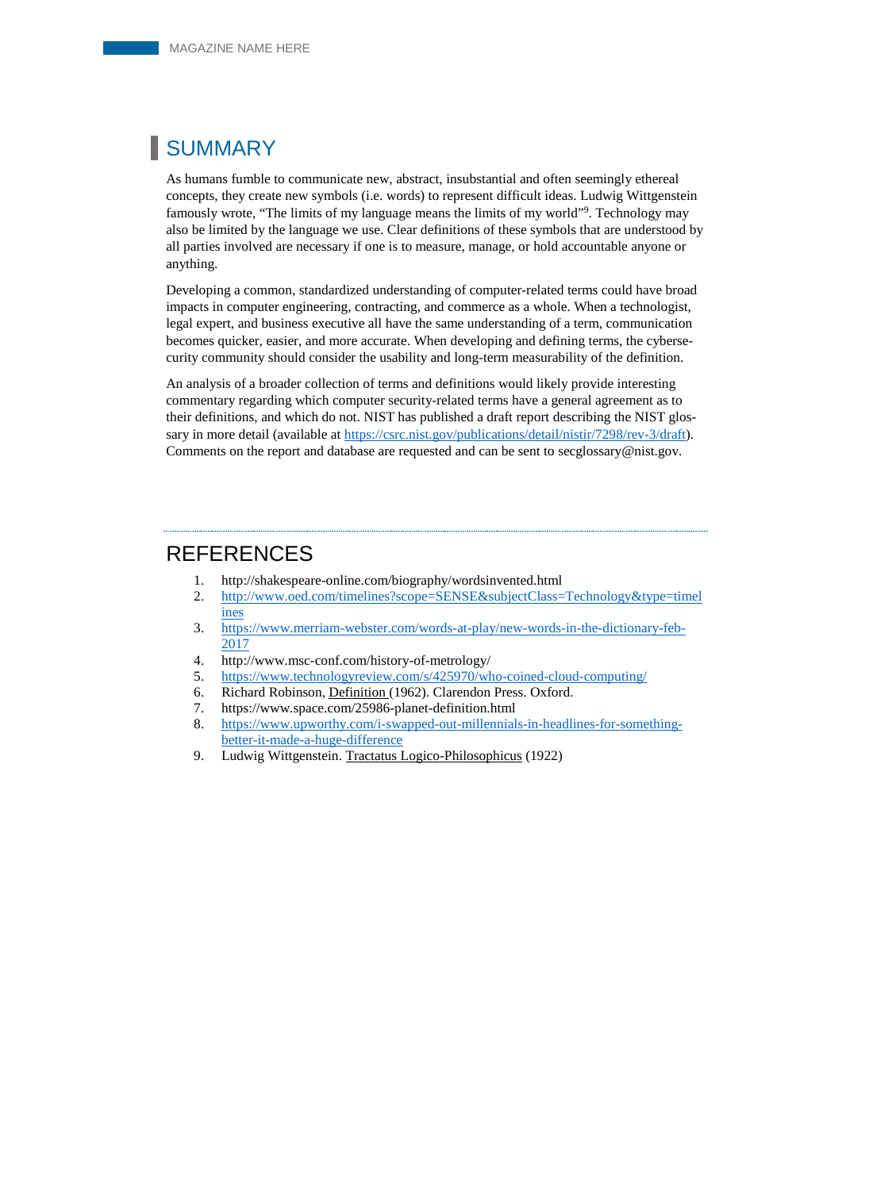## SUMMARY

As humans fumble to communicate new, abstract, insubstantial and often seemingly ethereal concepts, they create new symbols (i.e. words) to represent difficult ideas. Ludwig Wittgenstein famously wrote, "The limits of my language means the limits of my world"[9]. Technology may also be limited by the language we use. Clear definitions of these symbols that are understood by all parties involved are necessary if one is to measure, manage, or hold accountable anyone or anything.

Developing a common, standardized understanding of computer-related terms could have broad impacts in computer engineering, contracting, and commerce as a whole. When a technologist, legal expert, and business executive all have the same understanding of a term, communication becomes quicker, easier, and more accurate. When developing and defining terms, the cybersecurity community should consider the usability and long-term measurability of the definition.

An analysis of a broader collection of terms and definitions would likely provide interesting commentary regarding which computer security-related terms have a general agreement as to their definitions, and which do not. NIST has published a draft report describing the NIST glossary in more detail (available at https://csrc.nist.gov/publications/detail/nistir/7298/rev-3/draft). Comments on the report and database are requested and can be sent to secglossary@nist.gov.

## REFERENCES

1. http://shakespeare-online.com/biography/wordsinvented.html
2. http://www.oed.com/timelines?scope=SENSE&subjectClass=Technology&type=timelines
3. https://www.merriam-webster.com/words-at-play/new-words-in-the-dictionary-feb-2017
4. http://www.msc-conf.com/history-of-metrology/
5. https://www.technologyreview.com/s/425970/who-coined-cloud-computing/
6. Richard Robinson, Definition (1962). Clarendon Press. Oxford.
7. https://www.space.com/25986-planet-definition.html
8. https://www.upworthy.com/i-swapped-out-millennials-in-headlines-for-something-better-it-made-a-huge-difference
9. Ludwig Wittgenstein. Tractatus Logico-Philosophicus (1922)